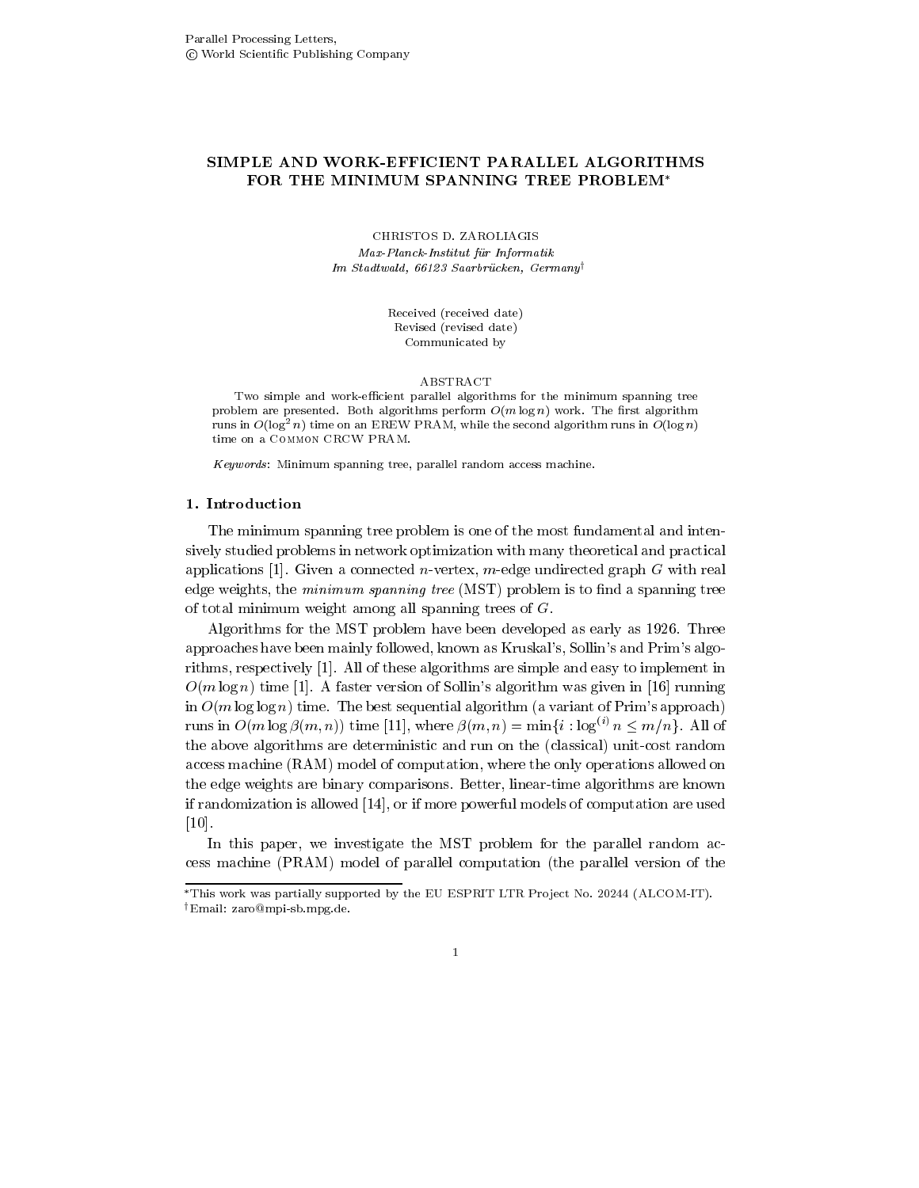# SIMPLE AND WORK-EFFICIENT PARALLEL ALGORITHMS FOR THE MINIMUM SPANNING TREE PROBLEM*

CHRISTOS D. ZAROLIAGIS

*Max-Planck-Institut für Informatik*
*Im Stadtwald, 66123 Saarbrücken, Germany*[†]

Received (received date)
Revised (revised date)
Communicated by

ABSTRACT

Two simple and work-efficient parallel algorithms for the minimum spanning tree problem are presented. Both algorithms perform $O(m \log n)$ work. The first algorithm runs in $O(\log^2 n)$ time on an EREW PRAM, while the second algorithm runs in $O(\log n)$ time on a Common CRCW PRAM.

*Keywords*: Minimum spanning tree, parallel random access machine.

## 1. Introduction

The minimum spanning tree problem is one of the most fundamental and intensively studied problems in network optimization with many theoretical and practical applications [1]. Given a connected $n$-vertex, $m$-edge undirected graph $G$ with real edge weights, the *minimum spanning tree* (MST) problem is to find a spanning tree of total minimum weight among all spanning trees of $G$.

Algorithms for the MST problem have been developed as early as 1926. Three approaches have been mainly followed, known as Kruskal's, Sollin's and Prim's algorithms, respectively [1]. All of these algorithms are simple and easy to implement in $O(m \log n)$ time [1]. A faster version of Sollin's algorithm was given in [16] running in $O(m \log \log n)$ time. The best sequential algorithm (a variant of Prim's approach) runs in $O(m \log \beta(m,n))$ time [11], where $\beta(m,n) = \min\{i : \log^{(i)} n \leq m/n\}$. All of the above algorithms are deterministic and run on the (classical) unit-cost random access machine (RAM) model of computation, where the only operations allowed on the edge weights are binary comparisons. Better, linear-time algorithms are known if randomization is allowed [14], or if more powerful models of computation are used [10].

In this paper, we investigate the MST problem for the parallel random access machine (PRAM) model of parallel computation (the parallel version of the

*This work was partially supported by the EU ESPRIT LTR Project No. 20244 (ALCOM-IT).
[†]Email: zaro@mpi-sb.mpg.de.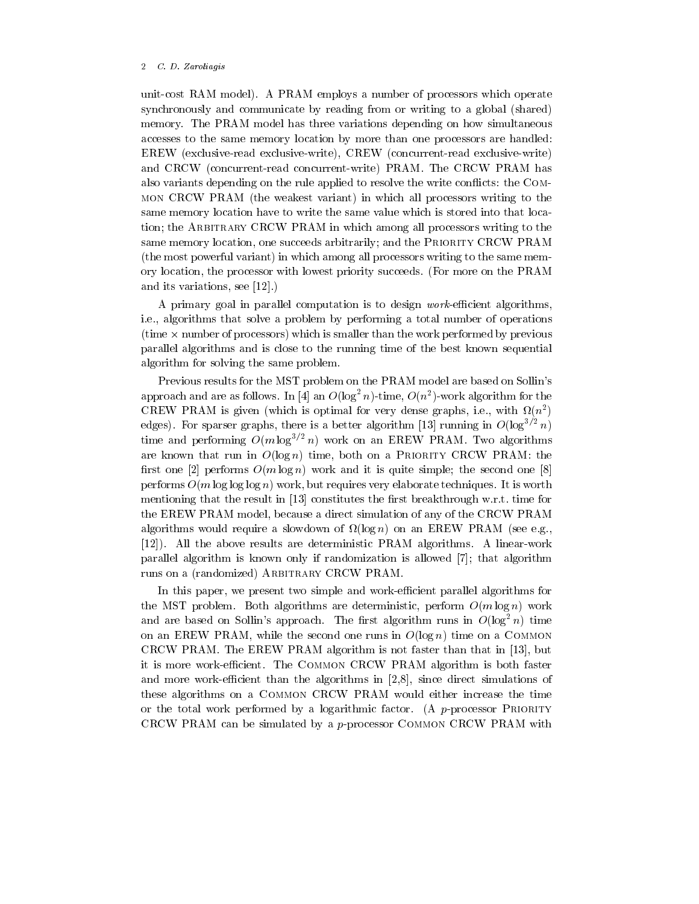unit-cost RAM model). A PRAM employs a number of processors which operate synchronously and communicate by reading from or writing to a global (shared) memory. The PRAM model has three variations depending on how simultaneous accesses to the same memory location by more than one processors are handled: EREW (exclusive-read exclusive-write), CREW (concurrent-read exclusive-write) and CRCW (concurrent-read concurrent-write) PRAM. The CRCW PRAM has also variants depending on the rule applied to resolve the write conflicts: the Common CRCW PRAM (the weakest variant) in which all processors writing to the same memory location have to write the same value which is stored into that location; the Arbitrary CRCW PRAM in which among all processors writing to the same memory location, one succeeds arbitrarily; and the Priority CRCW PRAM (the most powerful variant) in which among all processors writing to the same memory location, the processor with lowest priority succeeds. (For more on the PRAM and its variations, see [12].)

A primary goal in parallel computation is to design *work*-efficient algorithms, i.e., algorithms that solve a problem by performing a total number of operations (time $\times$ number of processors) which is smaller than the work performed by previous parallel algorithms and is close to the running time of the best known sequential algorithm for solving the same problem.

Previous results for the MST problem on the PRAM model are based on Sollin's approach and are as follows. In [4] an $O(\log^2 n)$-time, $O(n^2)$-work algorithm for the CREW PRAM is given (which is optimal for very dense graphs, i.e., with $\Omega(n^2)$ edges). For sparser graphs, there is a better algorithm [13] running in $O(\log^{3/2} n)$ time and performing $O(m \log^{3/2} n)$ work on an EREW PRAM. Two algorithms are known that run in $O(\log n)$ time, both on a Priority CRCW PRAM: the first one [2] performs $O(m \log n)$ work and it is quite simple; the second one [8] performs $O(m \log \log \log n)$ work, but requires very elaborate techniques. It is worth mentioning that the result in [13] constitutes the first breakthrough w.r.t. time for the EREW PRAM model, because a direct simulation of any of the CRCW PRAM algorithms would require a slowdown of $\Omega(\log n)$ on an EREW PRAM (see e.g., [12]). All the above results are deterministic PRAM algorithms. A linear-work parallel algorithm is known only if randomization is allowed [7]; that algorithm runs on a (randomized) Arbitrary CRCW PRAM.

In this paper, we present two simple and work-efficient parallel algorithms for the MST problem. Both algorithms are deterministic, perform $O(m \log n)$ work and are based on Sollin's approach. The first algorithm runs in $O(\log^2 n)$ time on an EREW PRAM, while the second one runs in $O(\log n)$ time on a Common CRCW PRAM. The EREW PRAM algorithm is not faster than that in [13], but it is more work-efficient. The Common CRCW PRAM algorithm is both faster and more work-efficient than the algorithms in [2,8], since direct simulations of these algorithms on a Common CRCW PRAM would either increase the time or the total work performed by a logarithmic factor. (A $p$-processor Priority CRCW PRAM can be simulated by a $p$-processor Common CRCW PRAM with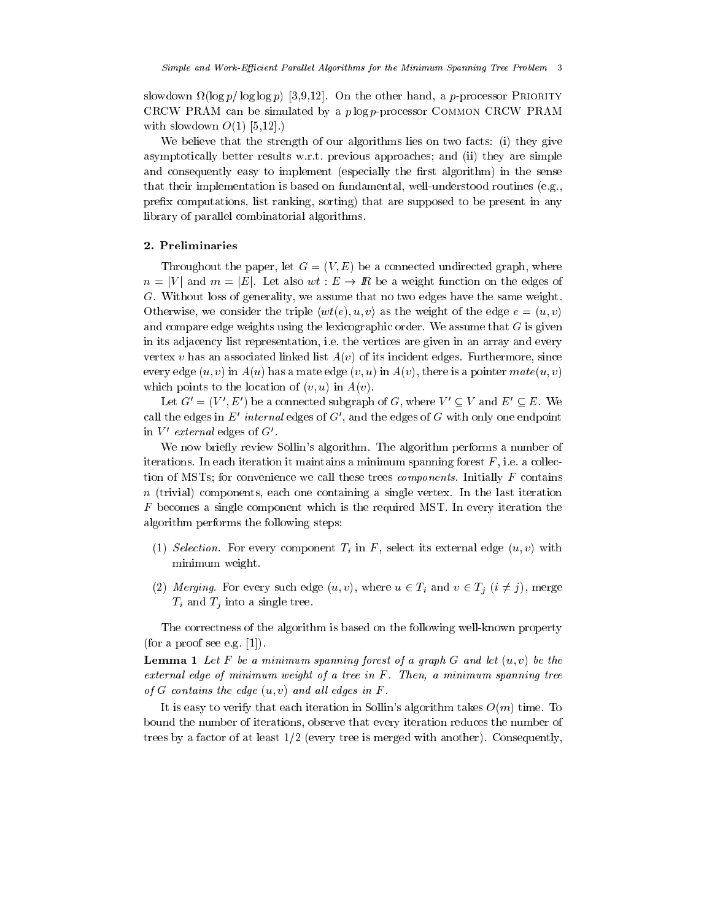slowdown $\Omega(\log p / \log\log p)$ [3,9,12]. On the other hand, a $p$-processor Priority CRCW PRAM can be simulated by a $p \log p$-processor Common CRCW PRAM with slowdown $O(1)$ [5,12].)

We believe that the strength of our algorithms lies on two facts: (i) they give asymptotically better results w.r.t. previous approaches; and (ii) they are simple and consequently easy to implement (especially the first algorithm) in the sense that their implementation is based on fundamental, well-understood routines (e.g., prefix computations, list ranking, sorting) that are supposed to be present in any library of parallel combinatorial algorithms.

## 2. Preliminaries

Throughout the paper, let $G = (V, E)$ be a connected undirected graph, where $n = |V|$ and $m = |E|$. Let also $wt : E \to \mathbb{R}$ be a weight function on the edges of $G$. Without loss of generality, we assume that no two edges have the same weight. Otherwise, we consider the triple $\langle wt(e), u, v \rangle$ as the weight of the edge $e = (u, v)$ and compare edge weights using the lexicographic order. We assume that $G$ is given in its adjacency list representation, i.e. the vertices are given in an array and every vertex $v$ has an associated linked list $A(v)$ of its incident edges. Furthermore, since every edge $(u, v)$ in $A(u)$ has a mate edge $(v, u)$ in $A(v)$, there is a pointer $mate(u, v)$ which points to the location of $(v, u)$ in $A(v)$.

Let $G' = (V', E')$ be a connected subgraph of $G$, where $V' \subseteq V$ and $E' \subseteq E$. We call the edges in $E'$ *internal* edges of $G'$, and the edges of $G$ with only one endpoint in $V'$ *external* edges of $G'$.

We now briefly review Sollin's algorithm. The algorithm performs a number of iterations. In each iteration it maintains a minimum spanning forest $F$, i.e. a collection of MSTs; for convenience we call these trees *components*. Initially $F$ contains $n$ (trivial) components, each one containing a single vertex. In the last iteration $F$ becomes a single component which is the required MST. In every iteration the algorithm performs the following steps:

(1) *Selection.* For every component $T_i$ in $F$, select its external edge $(u, v)$ with minimum weight.

(2) *Merging.* For every such edge $(u, v)$, where $u \in T_i$ and $v \in T_j$ $(i \neq j)$, merge $T_i$ and $T_j$ into a single tree.

The correctness of the algorithm is based on the following well-known property (for a proof see e.g. [1]).

**Lemma 1** *Let $F$ be a minimum spanning forest of a graph $G$ and let $(u, v)$ be the external edge of minimum weight of a tree in $F$. Then, a minimum spanning tree of $G$ contains the edge $(u, v)$ and all edges in $F$.*

It is easy to verify that each iteration in Sollin's algorithm takes $O(m)$ time. To bound the number of iterations, observe that every iteration reduces the number of trees by a factor of at least $1/2$ (every tree is merged with another). Consequently,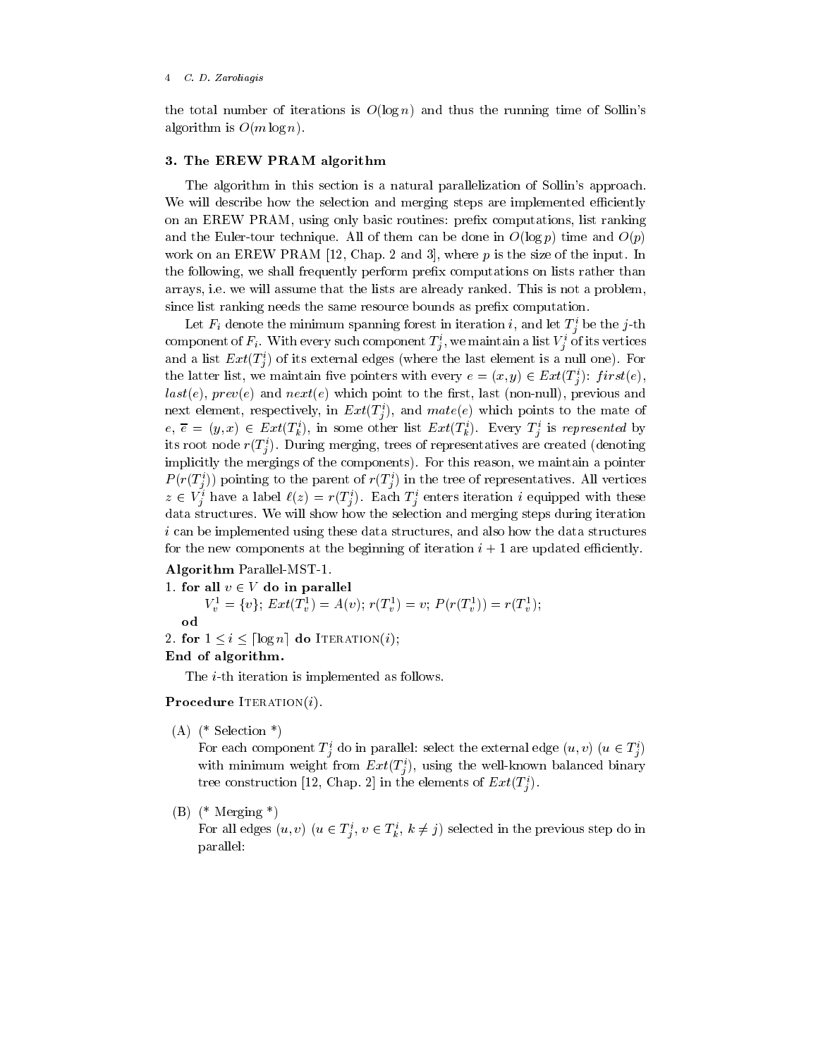the total number of iterations is $O(\log n)$ and thus the running time of Sollin's algorithm is $O(m \log n)$.

## 3. The EREW PRAM algorithm

The algorithm in this section is a natural parallelization of Sollin's approach. We will describe how the selection and merging steps are implemented efficiently on an EREW PRAM, using only basic routines: prefix computations, list ranking and the Euler-tour technique. All of them can be done in $O(\log p)$ time and $O(p)$ work on an EREW PRAM [12, Chap. 2 and 3], where $p$ is the size of the input. In the following, we shall frequently perform prefix computations on lists rather than arrays, i.e. we will assume that the lists are already ranked. This is not a problem, since list ranking needs the same resource bounds as prefix computation.

Let $F_i$ denote the minimum spanning forest in iteration $i$, and let $T_j^i$ be the $j$-th component of $F_i$. With every such component $T_j^i$, we maintain a list $V_j^i$ of its vertices and a list $Ext(T_j^i)$ of its external edges (where the last element is a null one). For the latter list, we maintain five pointers with every $e = (x, y) \in Ext(T_j^i)$: $first(e)$, $last(e)$, $prev(e)$ and $next(e)$ which point to the first, last (non-null), previous and next element, respectively, in $Ext(T_j^i)$, and $mate(e)$ which points to the mate of $e$, $\overline{e} = (y, x) \in Ext(T_k^i)$, in some other list $Ext(T_k^i)$. Every $T_j^i$ is *represented* by its root node $r(T_j^i)$. During merging, trees of representatives are created (denoting implicitly the mergings of the components). For this reason, we maintain a pointer $P(r(T_j^i))$ pointing to the parent of $r(T_j^i)$ in the tree of representatives. All vertices $z \in V_j^i$ have a label $\ell(z) = r(T_j^i)$. Each $T_j^i$ enters iteration $i$ equipped with these data structures. We will show how the selection and merging steps during iteration $i$ can be implemented using these data structures, and also how the data structures for the new components at the beginning of iteration $i+1$ are updated efficiently.

**Algorithm** Parallel-MST-1.

1. **for all** $v \in V$ **do in parallel**

   $V_v^1 = \{v\}$; $Ext(T_v^1) = A(v)$; $r(T_v^1) = v$; $P(r(T_v^1)) = r(T_v^1)$;

   **od**

2. **for** $1 \leq i \leq \lceil \log n \rceil$ **do** ITERATION($i$);

**End of algorithm.**

The $i$-th iteration is implemented as follows.

**Procedure** ITERATION($i$).

(A) (* Selection *)

For each component $T_j^i$ do in parallel: select the external edge $(u, v)$ ($u \in T_j^i$) with minimum weight from $Ext(T_j^i)$, using the well-known balanced binary tree construction [12, Chap. 2] in the elements of $Ext(T_j^i)$.

(B) (* Merging *)

For all edges $(u, v)$ ($u \in T_j^i$, $v \in T_k^i$, $k \neq j$) selected in the previous step do in parallel: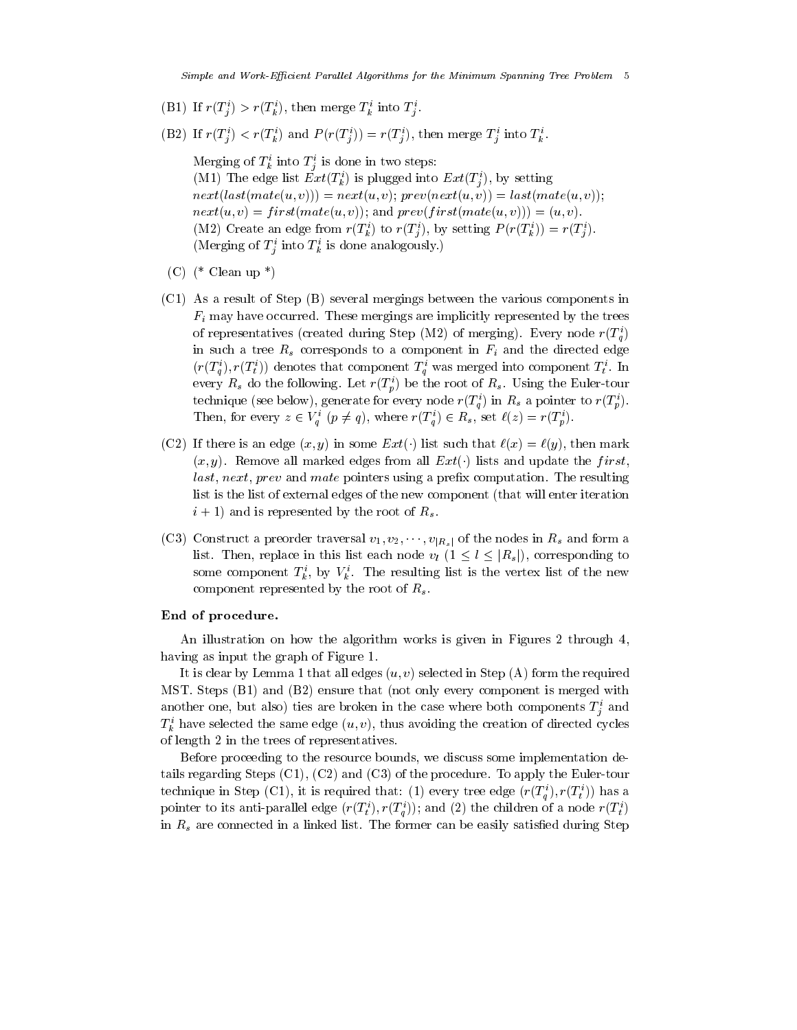(B1) If $r(T_j^i) > r(T_k^i)$, then merge $T_k^i$ into $T_j^i$.

(B2) If $r(T_j^i) < r(T_k^i)$ and $P(r(T_j^i)) = r(T_j^i)$, then merge $T_j^i$ into $T_k^i$.

Merging of $T_k^i$ into $T_j^i$ is done in two steps:
(M1) The edge list $Ext(T_k^i)$ is plugged into $Ext(T_j^i)$, by setting $next(last(mate(u,v))) = next(u,v)$; $prev(next(u,v)) = last(mate(u,v))$; $next(u,v) = first(mate(u,v))$; and $prev(first(mate(u,v))) = (u,v)$.
(M2) Create an edge from $r(T_k^i)$ to $r(T_j^i)$, by setting $P(r(T_k^i)) = r(T_j^i)$.
(Merging of $T_j^i$ into $T_k^i$ is done analogously.)

(C) (* Clean up *)

(C1) As a result of Step (B) several mergings between the various components in $F_i$ may have occurred. These mergings are implicitly represented by the trees of representatives (created during Step (M2) of merging). Every node $r(T_q^i)$ in such a tree $R_s$ corresponds to a component in $F_i$ and the directed edge $(r(T_q^i), r(T_t^i))$ denotes that component $T_q^i$ was merged into component $T_t^i$. In every $R_s$ do the following. Let $r(T_p^i)$ be the root of $R_s$. Using the Euler-tour technique (see below), generate for every node $r(T_q^i)$ in $R_s$ a pointer to $r(T_p^i)$. Then, for every $z \in V_q^i$ ($p \neq q$), where $r(T_q^i) \in R_s$, set $\ell(z) = r(T_p^i)$.

(C2) If there is an edge $(x, y)$ in some $Ext(\cdot)$ list such that $\ell(x) = \ell(y)$, then mark $(x, y)$. Remove all marked edges from all $Ext(\cdot)$ lists and update the $first$, $last$, $next$, $prev$ and $mate$ pointers using a prefix computation. The resulting list is the list of external edges of the new component (that will enter iteration $i + 1$) and is represented by the root of $R_s$.

(C3) Construct a preorder traversal $v_1, v_2, \cdots, v_{|R_s|}$ of the nodes in $R_s$ and form a list. Then, replace in this list each node $v_l$ ($1 \leq l \leq |R_s|$), corresponding to some component $T_k^i$, by $V_k^i$. The resulting list is the vertex list of the new component represented by the root of $R_s$.

**End of procedure.**

An illustration on how the algorithm works is given in Figures 2 through 4, having as input the graph of Figure 1.

It is clear by Lemma 1 that all edges $(u, v)$ selected in Step (A) form the required MST. Steps (B1) and (B2) ensure that (not only every component is merged with another one, but also) ties are broken in the case where both components $T_j^i$ and $T_k^i$ have selected the same edge $(u, v)$, thus avoiding the creation of directed cycles of length 2 in the trees of representatives.

Before proceeding to the resource bounds, we discuss some implementation details regarding Steps (C1), (C2) and (C3) of the procedure. To apply the Euler-tour technique in Step (C1), it is required that: (1) every tree edge $(r(T_q^i), r(T_t^i))$ has a pointer to its anti-parallel edge $(r(T_t^i), r(T_q^i))$; and (2) the children of a node $r(T_t^i)$ in $R_s$ are connected in a linked list. The former can be easily satisfied during Step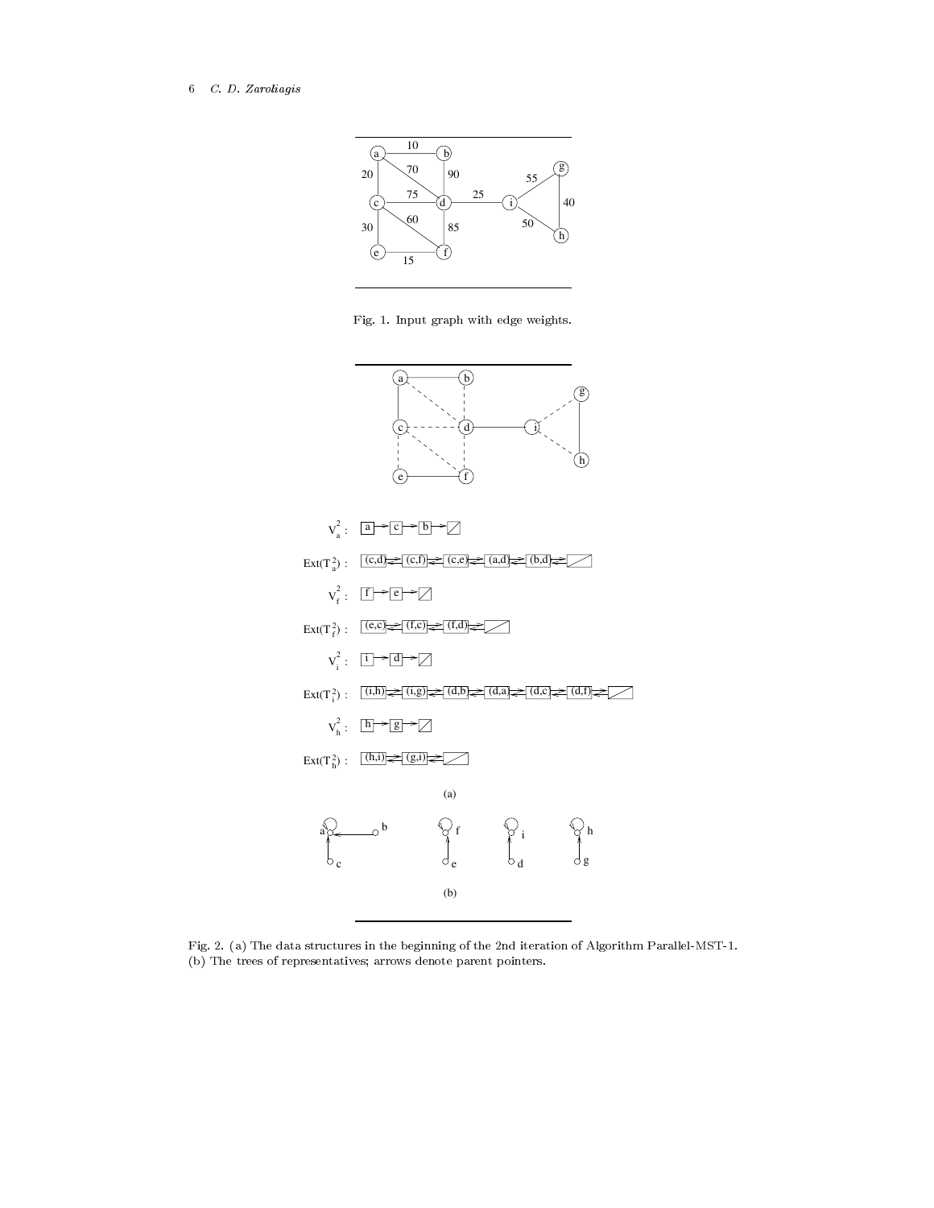Fig. 1. Input graph with edge weights.

Fig. 2. (a) The data structures in the beginning of the 2nd iteration of Algorithm Parallel-MST-1. (b) The trees of representatives; arrows denote parent pointers.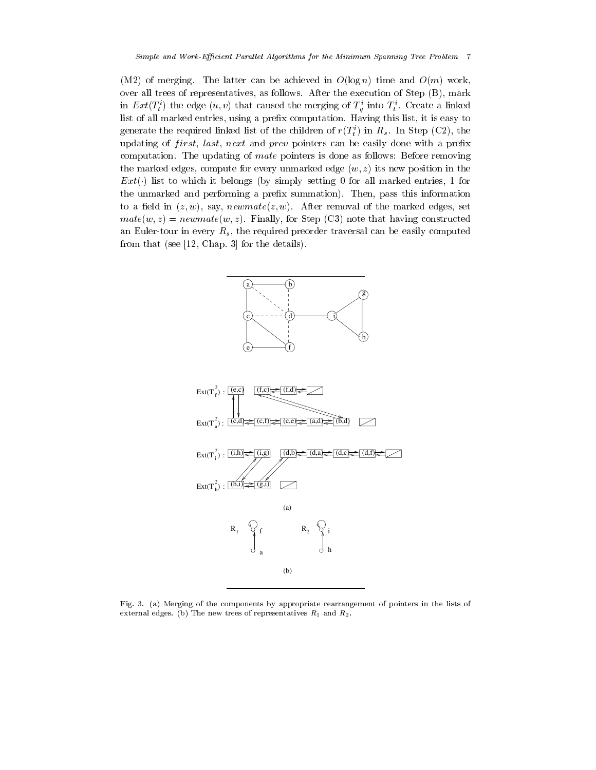(M2) of merging. The latter can be achieved in $O(\log n)$ time and $O(m)$ work, over all trees of representatives, as follows. After the execution of Step (B), mark in $Ext(T_t^i)$ the edge $(u, v)$ that caused the merging of $T_q^i$ into $T_t^i$. Create a linked list of all marked entries, using a prefix computation. Having this list, it is easy to generate the required linked list of the children of $r(T_t^i)$ in $R_s$. In Step (C2), the updating of *first*, *last*, *next* and *prev* pointers can be easily done with a prefix computation. The updating of *mate* pointers is done as follows: Before removing the marked edges, compute for every unmarked edge $(w, z)$ its new position in the $Ext(\cdot)$ list to which it belongs (by simply setting 0 for all marked entries, 1 for the unmarked and performing a prefix summation). Then, pass this information to a field in $(z, w)$, say, $newmate(z, w)$. After removal of the marked edges, set $mate(w, z) = newmate(w, z)$. Finally, for Step (C3) note that having constructed an Euler-tour in every $R_s$, the required preorder traversal can be easily computed from that (see [12, Chap. 3] for the details).

Fig. 3. (a) Merging of the components by appropriate rearrangement of pointers in the lists of external edges. (b) The new trees of representatives $R_1$ and $R_2$.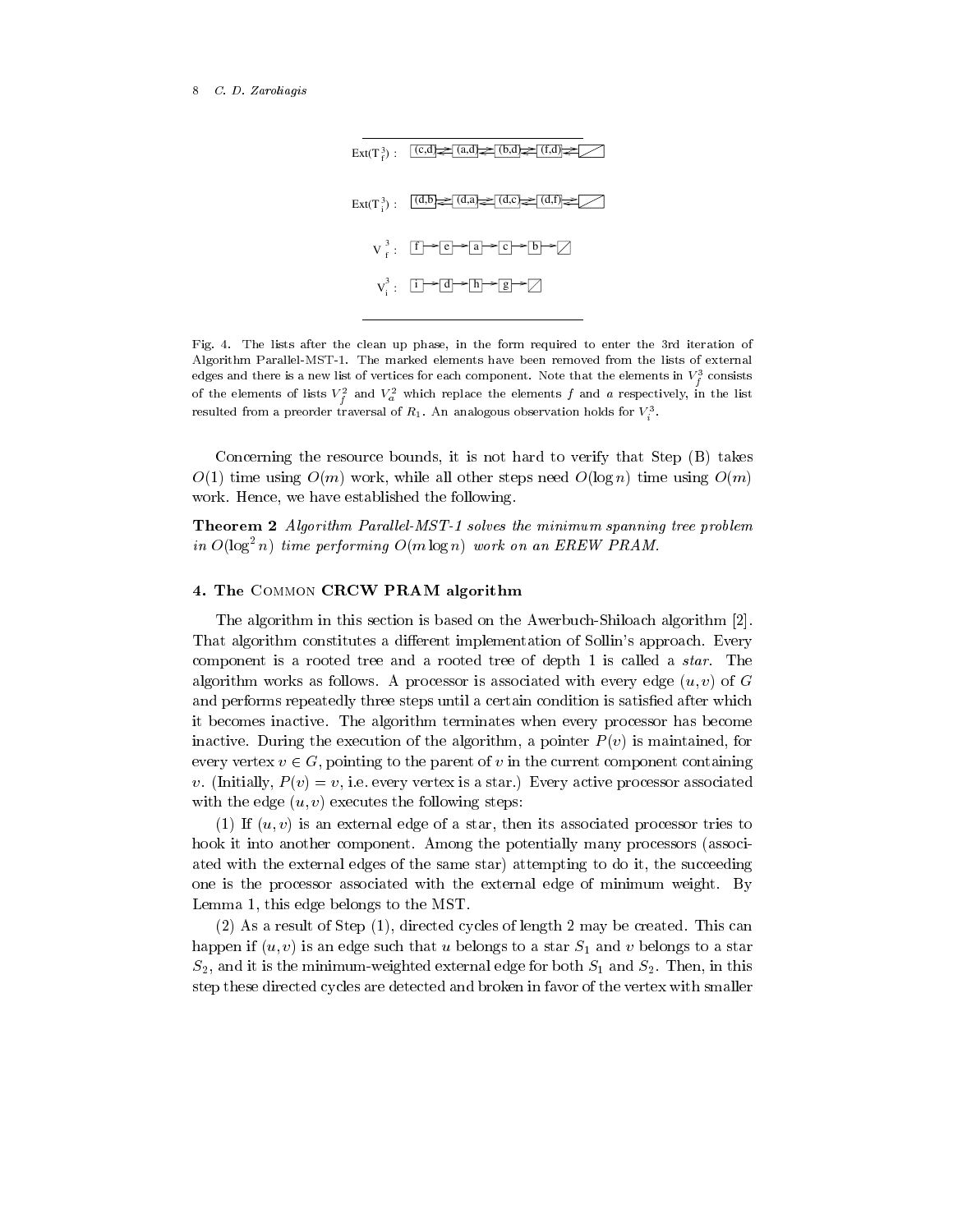$\text{Ext}(T_f^3)$ : (c,d) ⇄ (a,d) ⇄ (b,d) ⇄ (f,d) ⇄ ⧄

$\text{Ext}(T_i^3)$ : (d,b) ⇄ (d,a) ⇄ (d,c) ⇄ (d,f) ⇄ ⧄

$V_f^3$ : f → e → a → c → b → ⧄

$V_i^3$ : i → d → h → g → ⧄

Fig. 4. The lists after the clean up phase, in the form required to enter the 3rd iteration of Algorithm Parallel-MST-1. The marked elements have been removed from the lists of external edges and there is a new list of vertices for each component. Note that the elements in $V_f^3$ consists of the elements of lists $V_f^2$ and $V_a^2$ which replace the elements $f$ and $a$ respectively, in the list resulted from a preorder traversal of $R_1$. An analogous observation holds for $V_i^3$.

Concerning the resource bounds, it is not hard to verify that Step (B) takes $O(1)$ time using $O(m)$ work, while all other steps need $O(\log n)$ time using $O(m)$ work. Hence, we have established the following.

**Theorem 2** *Algorithm Parallel-MST-1 solves the minimum spanning tree problem in $O(\log^2 n)$ time performing $O(m \log n)$ work on an EREW PRAM.*

## 4. The Common CRCW PRAM algorithm

The algorithm in this section is based on the Awerbuch-Shiloach algorithm [2]. That algorithm constitutes a different implementation of Sollin's approach. Every component is a rooted tree and a rooted tree of depth 1 is called a *star*. The algorithm works as follows. A processor is associated with every edge $(u, v)$ of $G$ and performs repeatedly three steps until a certain condition is satisfied after which it becomes inactive. The algorithm terminates when every processor has become inactive. During the execution of the algorithm, a pointer $P(v)$ is maintained, for every vertex $v \in G$, pointing to the parent of $v$ in the current component containing $v$. (Initially, $P(v) = v$, i.e. every vertex is a star.) Every active processor associated with the edge $(u, v)$ executes the following steps:

(1) If $(u, v)$ is an external edge of a star, then its associated processor tries to hook it into another component. Among the potentially many processors (associated with the external edges of the same star) attempting to do it, the succeeding one is the processor associated with the external edge of minimum weight. By Lemma 1, this edge belongs to the MST.

(2) As a result of Step (1), directed cycles of length 2 may be created. This can happen if $(u, v)$ is an edge such that $u$ belongs to a star $S_1$ and $v$ belongs to a star $S_2$, and it is the minimum-weighted external edge for both $S_1$ and $S_2$. Then, in this step these directed cycles are detected and broken in favor of the vertex with smaller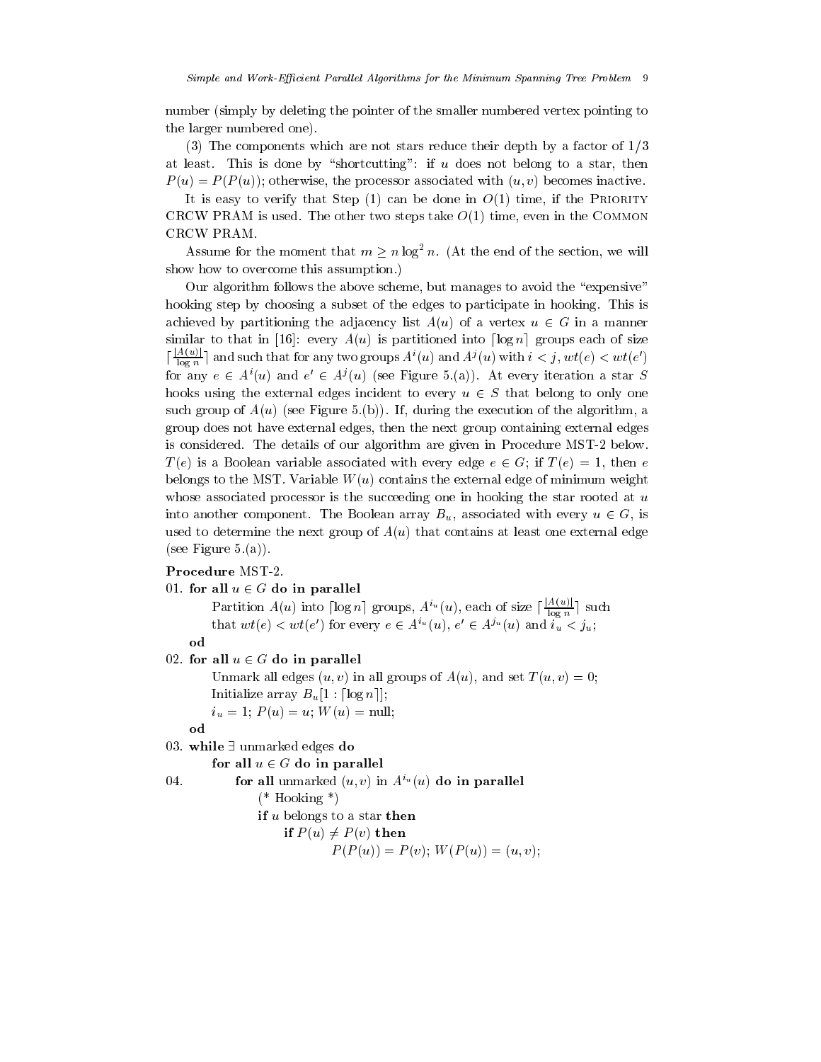number (simply by deleting the pointer of the smaller numbered vertex pointing to the larger numbered one).

(3) The components which are not stars reduce their depth by a factor of 1/3 at least. This is done by "shortcutting": if $u$ does not belong to a star, then $P(u) = P(P(u))$; otherwise, the processor associated with $(u, v)$ becomes inactive.

It is easy to verify that Step (1) can be done in $O(1)$ time, if the PRIORITY CRCW PRAM is used. The other two steps take $O(1)$ time, even in the COMMON CRCW PRAM.

Assume for the moment that $m \geq n \log^2 n$. (At the end of the section, we will show how to overcome this assumption.)

Our algorithm follows the above scheme, but manages to avoid the "expensive" hooking step by choosing a subset of the edges to participate in hooking. This is achieved by partitioning the adjacency list $A(u)$ of a vertex $u \in G$ in a manner similar to that in [16]: every $A(u)$ is partitioned into $\lceil \log n \rceil$ groups each of size $\lceil \frac{|A(u)|}{\log n} \rceil$ and such that for any two groups $A^i(u)$ and $A^j(u)$ with $i < j$, $wt(e) < wt(e')$ for any $e \in A^i(u)$ and $e' \in A^j(u)$ (see Figure 5.(a)). At every iteration a star $S$ hooks using the external edges incident to every $u \in S$ that belong to only one such group of $A(u)$ (see Figure 5.(b)). If, during the execution of the algorithm, a group does not have external edges, then the next group containing external edges is considered. The details of our algorithm are given in Procedure MST-2 below. $T(e)$ is a Boolean variable associated with every edge $e \in G$; if $T(e) = 1$, then $e$ belongs to the MST. Variable $W(u)$ contains the external edge of minimum weight whose associated processor is the succeeding one in hooking the star rooted at $u$ into another component. The Boolean array $B_u$, associated with every $u \in G$, is used to determine the next group of $A(u)$ that contains at least one external edge (see Figure 5.(a)).

**Procedure** MST-2.

01. **for all** $u \in G$ **do in parallel**
    Partition $A(u)$ into $\lceil \log n \rceil$ groups, $A^{i_u}(u)$, each of size $\lceil \frac{|A(u)|}{\log n} \rceil$ such that $wt(e) < wt(e')$ for every $e \in A^{i_u}(u)$, $e' \in A^{j_u}(u)$ and $i_u < j_u$;
    **od**
02. **for all** $u \in G$ **do in parallel**
    Unmark all edges $(u, v)$ in all groups of $A(u)$, and set $T(u, v) = 0$;
    Initialize array $B_u[1 : \lceil \log n \rceil]$;
    $i_u = 1$; $P(u) = u$; $W(u) =$ null;
    **od**
03. **while** $\exists$ unmarked edges **do**
    **for all** $u \in G$ **do in parallel**
04.     **for all** unmarked $(u, v)$ in $A^{i_u}(u)$ **do in parallel**
        (* Hooking *)
        **if** $u$ belongs to a star **then**
            **if** $P(u) \neq P(v)$ **then**
                $P(P(u)) = P(v)$; $W(P(u)) = (u, v)$;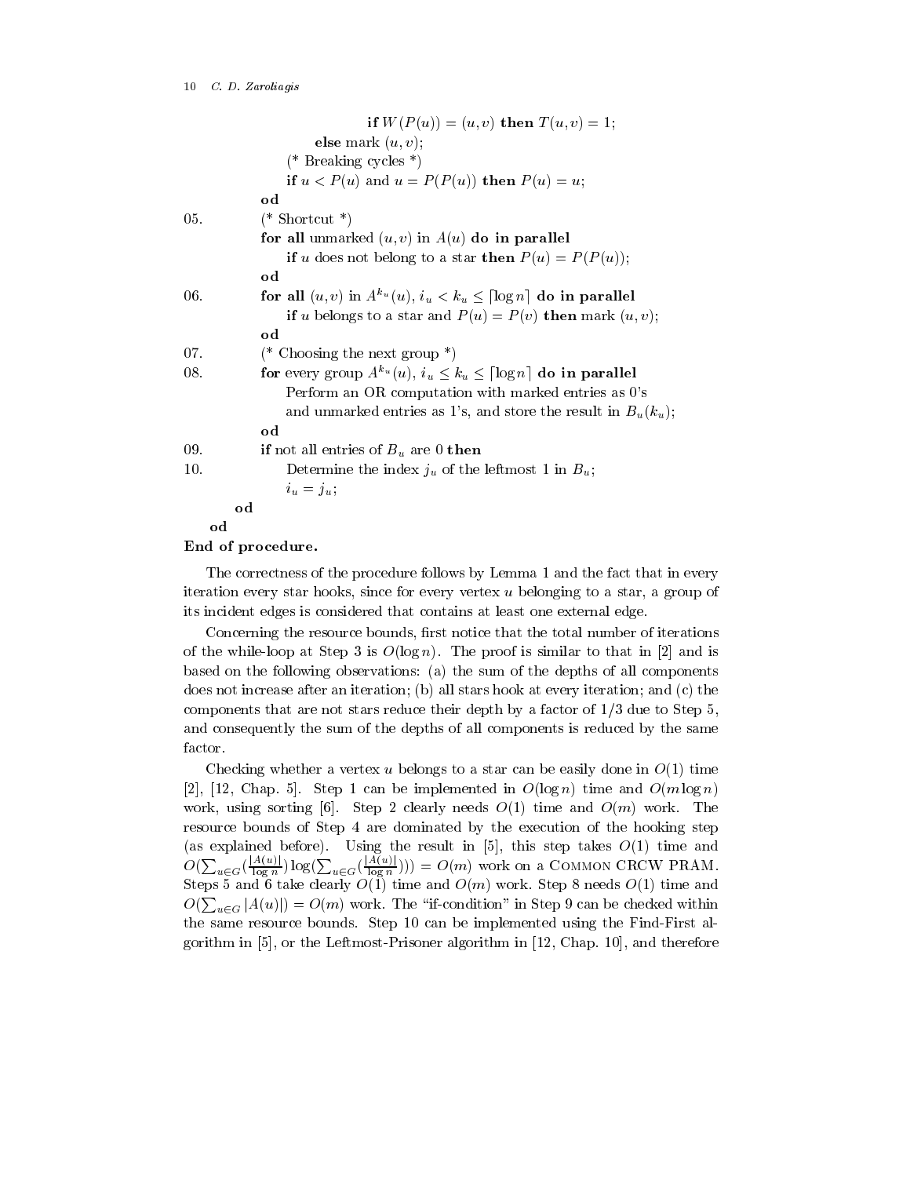```
                        if W(P(u)) = (u,v) then T(u,v) = 1;
                    else mark (u,v);
                (* Breaking cycles *)
                if u < P(u) and u = P(P(u)) then P(u) = u;
            od
05.         (* Shortcut *)
            for all unmarked (u,v) in A(u) do in parallel
                if u does not belong to a star then P(u) = P(P(u));
            od
06.         for all (u,v) in A^{k_u}(u), i_u < k_u ≤ ⌈log n⌉ do in parallel
                if u belongs to a star and P(u) = P(v) then mark (u,v);
            od
07.         (* Choosing the next group *)
08.         for every group A^{k_u}(u), i_u ≤ k_u ≤ ⌈log n⌉ do in parallel
                Perform an OR computation with marked entries as 0's
                and unmarked entries as 1's, and store the result in B_u(k_u);
            od
09.         if not all entries of B_u are 0 then
10.             Determine the index j_u of the leftmost 1 in B_u;
                i_u = j_u;
        od
    od
```

**End of procedure.**

The correctness of the procedure follows by Lemma 1 and the fact that in every iteration every star hooks, since for every vertex $u$ belonging to a star, a group of its incident edges is considered that contains at least one external edge.

Concerning the resource bounds, first notice that the total number of iterations of the while-loop at Step 3 is $O(\log n)$. The proof is similar to that in [2] and is based on the following observations: (a) the sum of the depths of all components does not increase after an iteration; (b) all stars hook at every iteration; and (c) the components that are not stars reduce their depth by a factor of 1/3 due to Step 5, and consequently the sum of the depths of all components is reduced by the same factor.

Checking whether a vertex $u$ belongs to a star can be easily done in $O(1)$ time [2], [12, Chap. 5]. Step 1 can be implemented in $O(\log n)$ time and $O(m \log n)$ work, using sorting [6]. Step 2 clearly needs $O(1)$ time and $O(m)$ work. The resource bounds of Step 4 are dominated by the execution of the hooking step (as explained before). Using the result in [5], this step takes $O(1)$ time and $O(\sum_{u\in G}(\frac{|A(u)|}{\log n})\log(\sum_{u\in G}(\frac{|A(u)|}{\log n}))) = O(m)$ work on a COMMON CRCW PRAM. Steps 5 and 6 take clearly $O(1)$ time and $O(m)$ work. Step 8 needs $O(1)$ time and $O(\sum_{u\in G}|A(u)|) = O(m)$ work. The "if-condition" in Step 9 can be checked within the same resource bounds. Step 10 can be implemented using the Find-First algorithm in [5], or the Leftmost-Prisoner algorithm in [12, Chap. 10], and therefore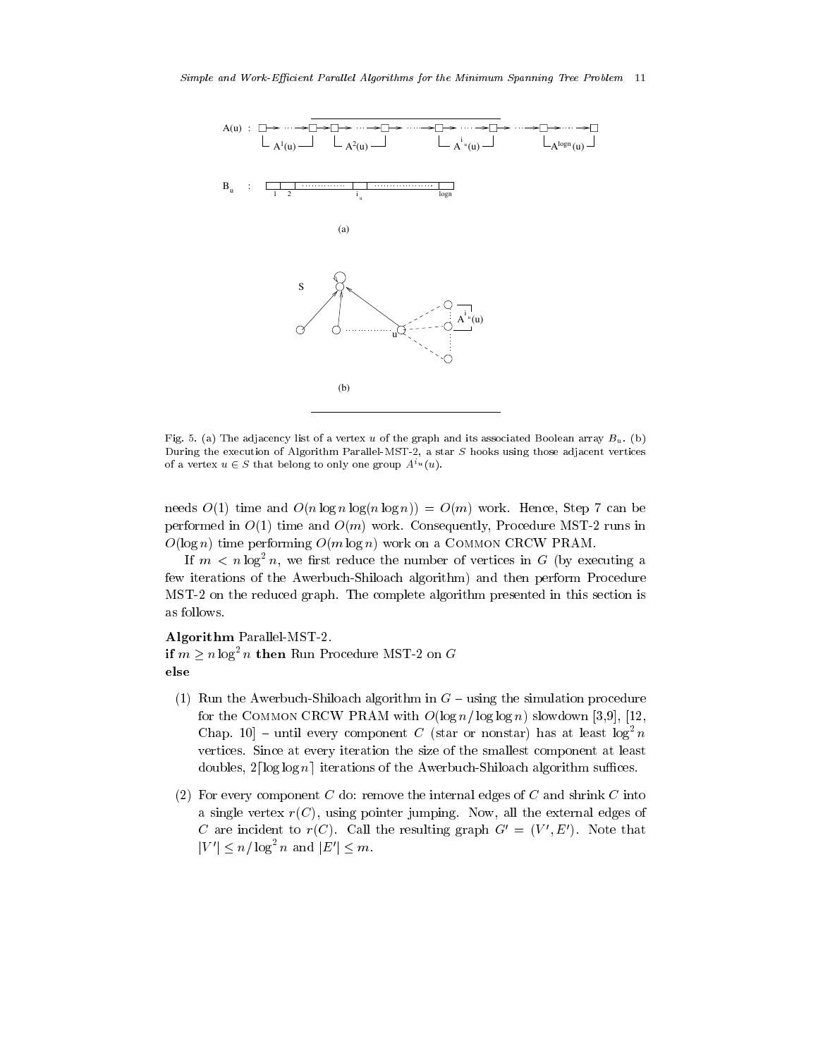Fig. 5. (a) The adjacency list of a vertex $u$ of the graph and its associated Boolean array $B_u$. (b) During the execution of Algorithm Parallel-MST-2, a star $S$ hooks using those adjacent vertices of a vertex $u \in S$ that belong to only one group $A^{i_u}(u)$.

needs $O(1)$ time and $O(n \log n \log(n \log n)) = O(m)$ work. Hence, Step 7 can be performed in $O(1)$ time and $O(m)$ work. Consequently, Procedure MST-2 runs in $O(\log n)$ time performing $O(m \log n)$ work on a Common CRCW PRAM.

If $m < n \log^2 n$, we first reduce the number of vertices in $G$ (by executing a few iterations of the Awerbuch-Shiloach algorithm) and then perform Procedure MST-2 on the reduced graph. The complete algorithm presented in this section is as follows.

**Algorithm** Parallel-MST-2.
**if** $m \geq n \log^2 n$ **then** Run Procedure MST-2 on $G$
**else**

(1) Run the Awerbuch-Shiloach algorithm in $G$ – using the simulation procedure for the Common CRCW PRAM with $O(\log n / \log \log n)$ slowdown [3,9], [12, Chap. 10] – until every component $C$ (star or nonstar) has at least $\log^2 n$ vertices. Since at every iteration the size of the smallest component at least doubles, $2\lceil \log \log n \rceil$ iterations of the Awerbuch-Shiloach algorithm suffices.

(2) For every component $C$ do: remove the internal edges of $C$ and shrink $C$ into a single vertex $r(C)$, using pointer jumping. Now, all the external edges of $C$ are incident to $r(C)$. Call the resulting graph $G' = (V', E')$. Note that $|V'| \leq n / \log^2 n$ and $|E'| \leq m$.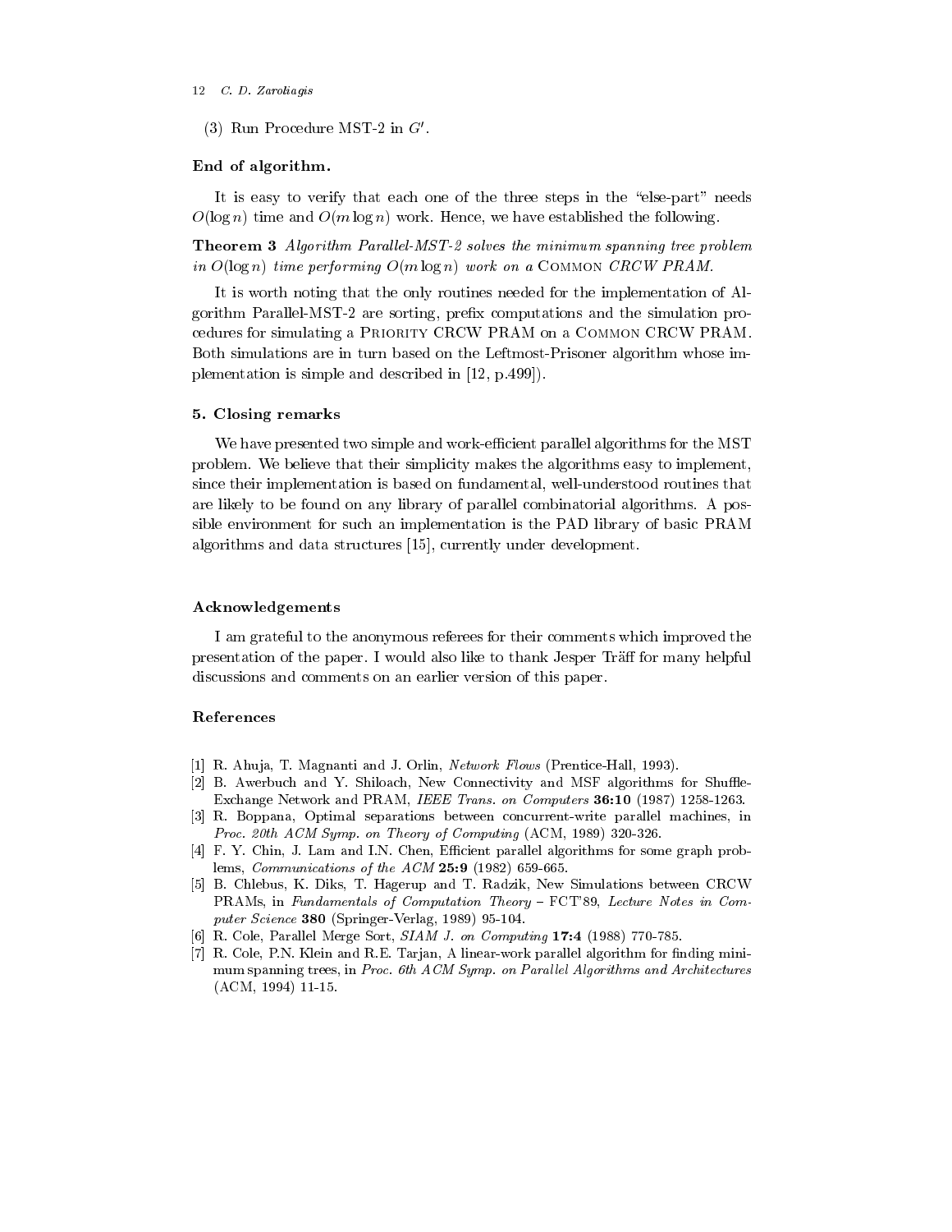(3) Run Procedure MST-2 in $G'$.

**End of algorithm.**

It is easy to verify that each one of the three steps in the "else-part" needs $O(\log n)$ time and $O(m \log n)$ work. Hence, we have established the following.

**Theorem 3** *Algorithm Parallel-MST-2 solves the minimum spanning tree problem in $O(\log n)$ time performing $O(m \log n)$ work on a* Common *CRCW PRAM.*

It is worth noting that the only routines needed for the implementation of Algorithm Parallel-MST-2 are sorting, prefix computations and the simulation procedures for simulating a Priority CRCW PRAM on a Common CRCW PRAM. Both simulations are in turn based on the Leftmost-Prisoner algorithm whose implementation is simple and described in [12, p.499]).

## 5. Closing remarks

We have presented two simple and work-efficient parallel algorithms for the MST problem. We believe that their simplicity makes the algorithms easy to implement, since their implementation is based on fundamental, well-understood routines that are likely to be found on any library of parallel combinatorial algorithms. A possible environment for such an implementation is the PAD library of basic PRAM algorithms and data structures [15], currently under development.

## Acknowledgements

I am grateful to the anonymous referees for their comments which improved the presentation of the paper. I would also like to thank Jesper Träff for many helpful discussions and comments on an earlier version of this paper.

## References

[1] R. Ahuja, T. Magnanti and J. Orlin, *Network Flows* (Prentice-Hall, 1993).

[2] B. Awerbuch and Y. Shiloach, New Connectivity and MSF algorithms for Shuffle-Exchange Network and PRAM, *IEEE Trans. on Computers* **36:10** (1987) 1258-1263.

[3] R. Boppana, Optimal separations between concurrent-write parallel machines, in *Proc. 20th ACM Symp. on Theory of Computing* (ACM, 1989) 320-326.

[4] F. Y. Chin, J. Lam and I.N. Chen, Efficient parallel algorithms for some graph problems, *Communications of the ACM* **25:9** (1982) 659-665.

[5] B. Chlebus, K. Diks, T. Hagerup and T. Radzik, New Simulations between CRCW PRAMs, in *Fundamentals of Computation Theory – FCT'89, Lecture Notes in Computer Science* **380** (Springer-Verlag, 1989) 95-104.

[6] R. Cole, Parallel Merge Sort, *SIAM J. on Computing* **17:4** (1988) 770-785.

[7] R. Cole, P.N. Klein and R.E. Tarjan, A linear-work parallel algorithm for finding minimum spanning trees, in *Proc. 6th ACM Symp. on Parallel Algorithms and Architectures* (ACM, 1994) 11-15.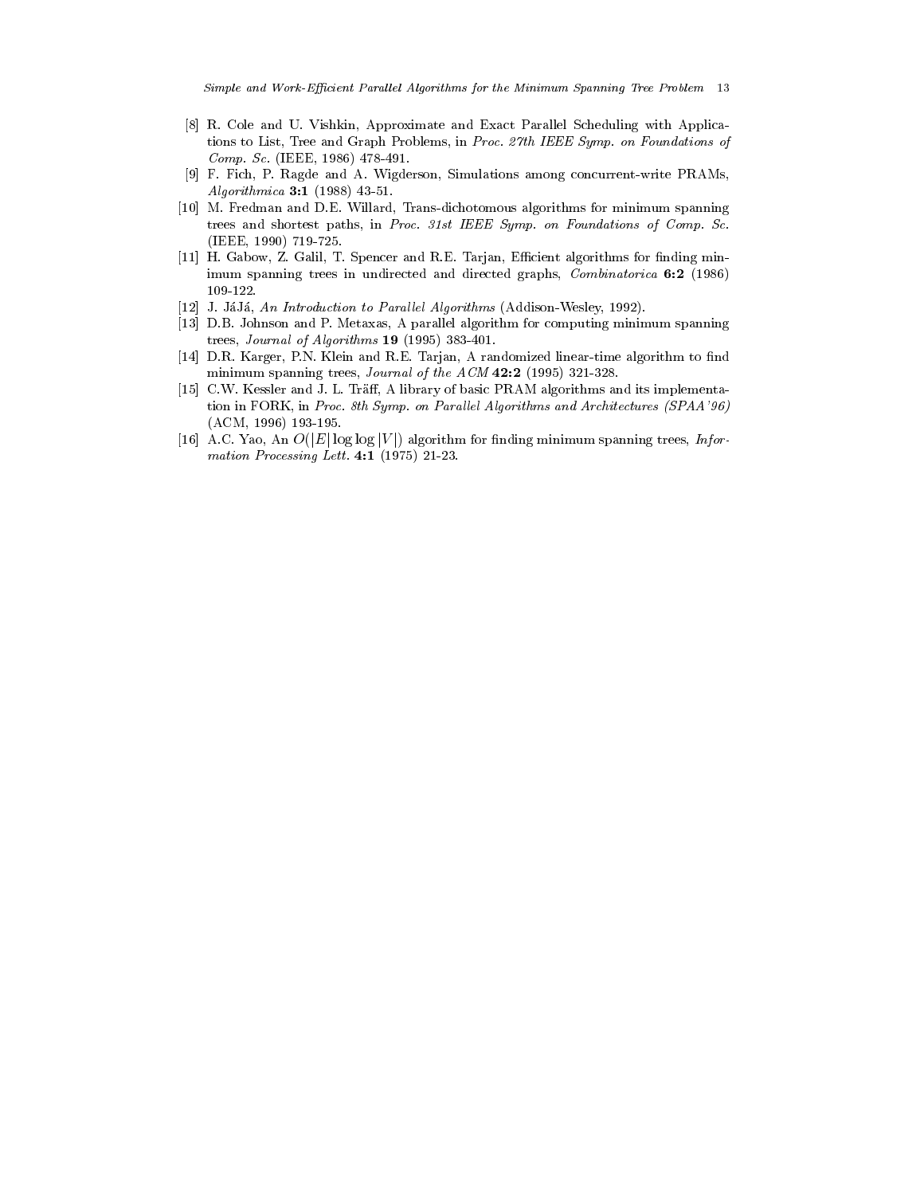[8] R. Cole and U. Vishkin, Approximate and Exact Parallel Scheduling with Applications to List, Tree and Graph Problems, in *Proc. 27th IEEE Symp. on Foundations of Comp. Sc.* (IEEE, 1986) 478-491.

[9] F. Fich, P. Ragde and A. Wigderson, Simulations among concurrent-write PRAMs, *Algorithmica* **3:1** (1988) 43-51.

[10] M. Fredman and D.E. Willard, Trans-dichotomous algorithms for minimum spanning trees and shortest paths, in *Proc. 31st IEEE Symp. on Foundations of Comp. Sc.* (IEEE, 1990) 719-725.

[11] H. Gabow, Z. Galil, T. Spencer and R.E. Tarjan, Efficient algorithms for finding minimum spanning trees in undirected and directed graphs, *Combinatorica* **6:2** (1986) 109-122.

[12] J. JáJá, *An Introduction to Parallel Algorithms* (Addison-Wesley, 1992).

[13] D.B. Johnson and P. Metaxas, A parallel algorithm for computing minimum spanning trees, *Journal of Algorithms* **19** (1995) 383-401.

[14] D.R. Karger, P.N. Klein and R.E. Tarjan, A randomized linear-time algorithm to find minimum spanning trees, *Journal of the ACM* **42:2** (1995) 321-328.

[15] C.W. Kessler and J. L. Träff, A library of basic PRAM algorithms and its implementation in FORK, in *Proc. 8th Symp. on Parallel Algorithms and Architectures (SPAA'96)* (ACM, 1996) 193-195.

[16] A.C. Yao, An $O(|E| \log \log |V|)$ algorithm for finding minimum spanning trees, *Information Processing Lett.* **4:1** (1975) 21-23.